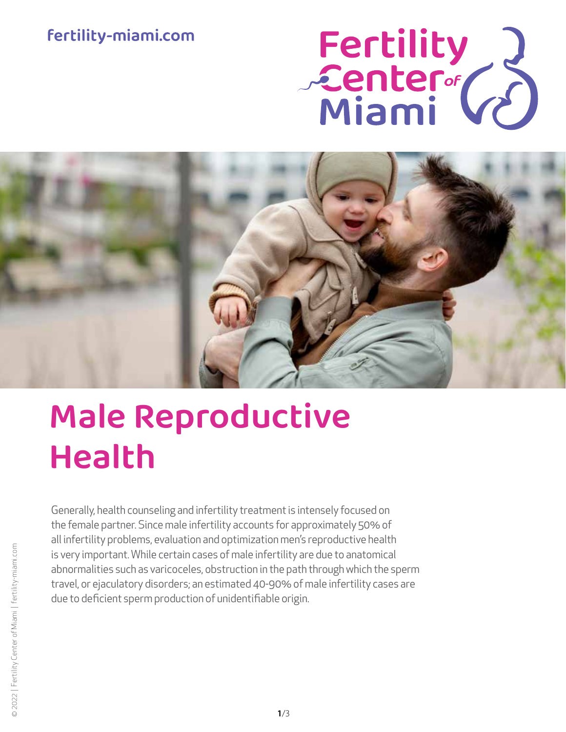# Male Reproductive Health

Generally, health counseling and infertility treatment is intensely focused on the female partner. Since male infertility accounts for approximately 50% of all infertility problems, evaluation and optimization men's reproductive health is very important. While certain cases of male infertility are due to anatomical abnormalities such as varicoceles, obstruction in the path through which the sperm travel, or ejaculatory disorders; an estimated 40-90% of male infertility cases are due to deficient sperm production of unidentifiable origin.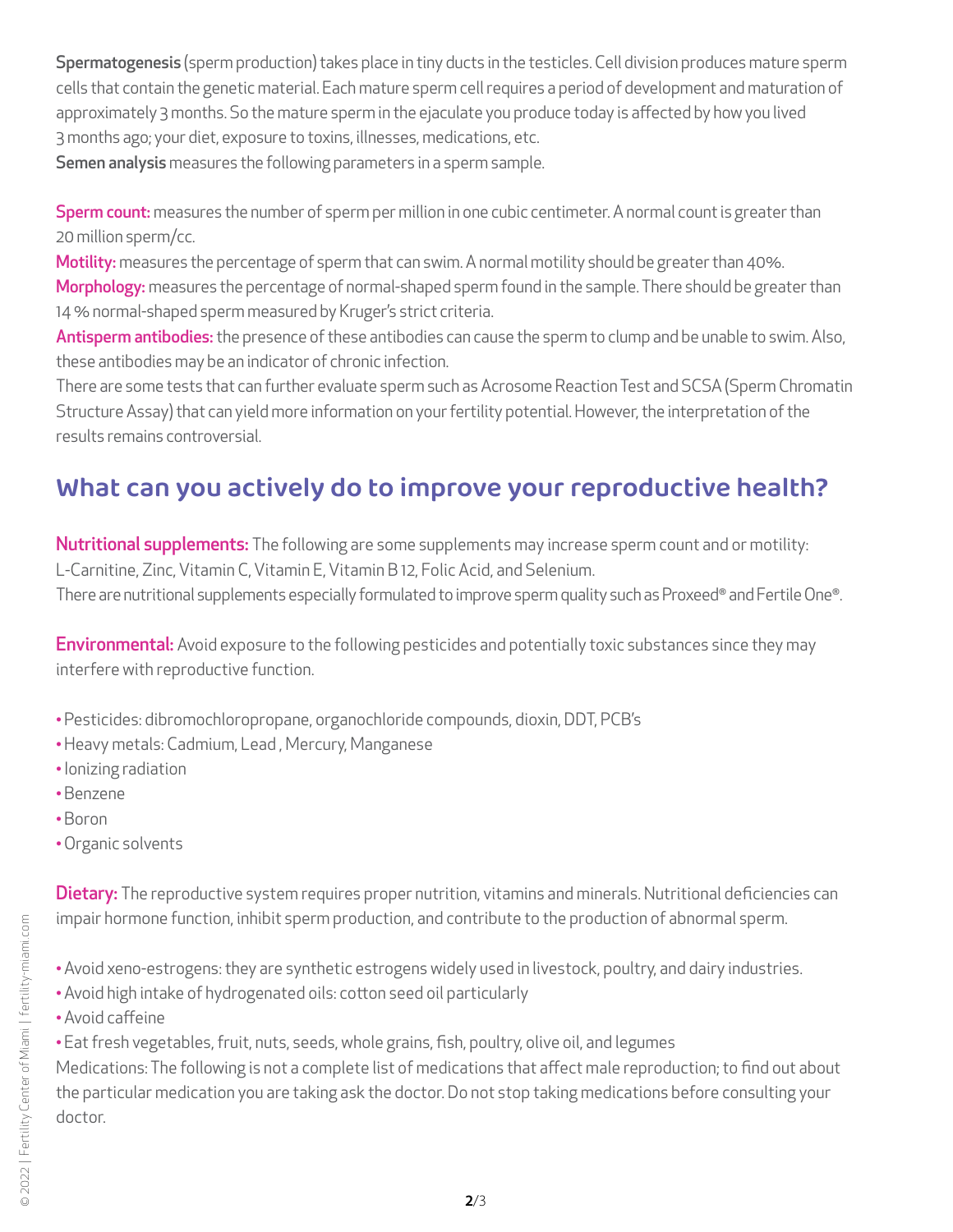**Spermatogenesis** (sperm production) takes place in tiny ducts in the testicles. Cell division produces mature sperm cells that contain the genetic material. Each mature sperm cell requires a period of development and maturation of approximately 3 months. So the mature sperm in the ejaculate you produce today is affected by how you lived 3 months ago; your diet, exposure to toxins, illnesses, medications, etc.

**Semen analysis** measures the following parameters in a sperm sample.

**Sperm count:** measures the number of sperm per million in one cubic centimeter. A normal count is greater than 20 million sperm/cc.

**Motility:** measures the percentage of sperm that can swim. A normal motility should be greater than 40%.

**Morphology:** measures the percentage of normal-shaped sperm found in the sample. There should be greater than 14 % normal-shaped sperm measured by Kruger's strict criteria.

**Antisperm antibodies:** the presence of these antibodies can cause the sperm to clump and be unable to swim. Also, these antibodies may be an indicator of chronic infection.

There are some tests that can further evaluate sperm such as Acrosome Reaction Test and SCSA (Sperm Chromatin Structure Assay) that can yield more information on your fertility potential. However, the interpretation of the results remains controversial.

## What can you actively do to improve your reproductive health?

**Nutritional supplements:** The following are some supplements may increase sperm count and or motility: L-Carnitine, Zinc, Vitamin C, Vitamin E, Vitamin B 12, Folic Acid, and Selenium.

There are nutritional supplements especially formulated to improve sperm quality such as Proxeed® and Fertile One®.

**Environmental:** Avoid exposure to the following pesticides and potentially toxic substances since they may interfere with reproductive function.

- Pesticides: dibromochloropropane, organochloride compounds, dioxin, DDT, PCB's
- Heavy metals: Cadmium, Lead , Mercury, Manganese
- Ionizing radiation
- Benzene
- Boron
- Organic solvents

**Dietary:** The reproductive system requires proper nutrition, vitamins and minerals. Nutritional deficiencies can impair hormone function, inhibit sperm production, and contribute to the production of abnormal sperm.

- Avoid xeno-estrogens: they are synthetic estrogens widely used in livestock, poultry, and dairy industries.
- Avoid high intake of hydrogenated oils: cotton seed oil particularly
- Avoid caffeine
- Eat fresh vegetables, fruit, nuts, seeds, whole grains, fish, poultry, olive oil, and legumes

Medications: The following is not a complete list of medications that affect male reproduction; to find out about the particular medication you are taking ask the doctor. Do not stop taking medications before consulting your doctor.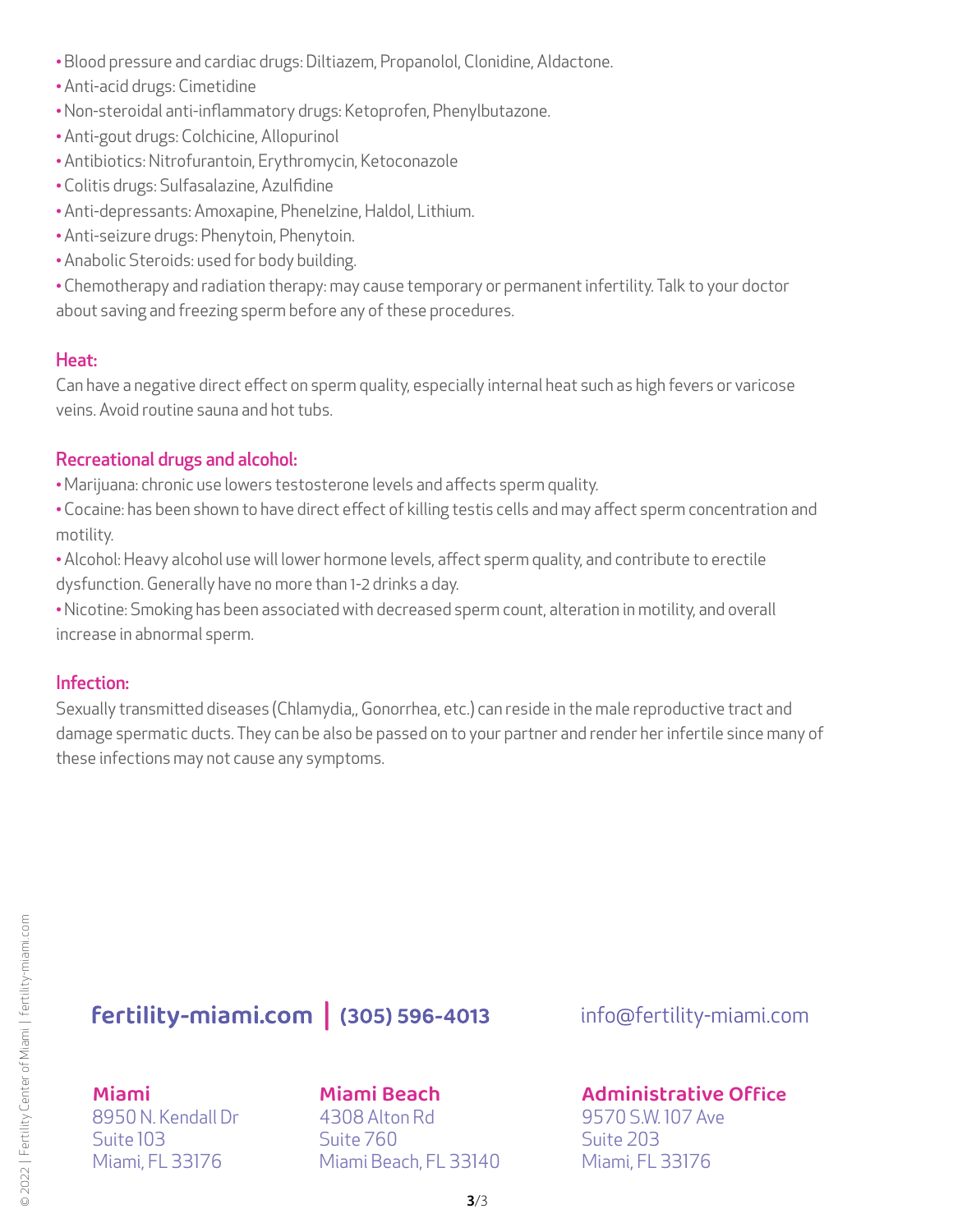- Blood pressure and cardiac drugs: Diltiazem, Propanolol, Clonidine, Aldactone.
- Anti-acid drugs: Cimetidine
- Non-steroidal anti-inflammatory drugs: Ketoprofen, Phenylbutazone.
- Anti-gout drugs: Colchicine, Allopurinol
- Antibiotics: Nitrofurantoin, Erythromycin, Ketoconazole
- Colitis drugs: Sulfasalazine, Azulfidine
- Anti-depressants: Amoxapine, Phenelzine, Haldol, Lithium.
- Anti-seizure drugs: Phenytoin, Phenytoin.
- Anabolic Steroids: used for body building.
- Chemotherapy and radiation therapy: may cause temporary or permanent infertility. Talk to your doctor about saving and freezing sperm before any of these procedures.

## Heat:

Can have a negative direct effect on sperm quality, especially internal heat such as high fevers or varicose veins. Avoid routine sauna and hot tubs.

## Recreational drugs and alcohol:

- Marijuana: chronic use lowers testosterone levels and affects sperm quality.
- Cocaine: has been shown to have direct effect of killing testis cells and may affect sperm concentration and motility.
- Alcohol: Heavy alcohol use will lower hormone levels, affect sperm quality, and contribute to erectile dysfunction. Generally have no more than 1-2 drinks a day.
- Nicotine: Smoking has been associated with decreased sperm count, alteration in motility, and overall increase in abnormal sperm.

## Infection:

Sexually transmitted diseases (Chlamydia,, Gonorrhea, etc.) can reside in the male reproductive tract and damage spermatic ducts. They can be also be passed on to your partner and render her infertile since many of these infections may not cause any symptoms.

**fertility-miami.com | (305) 596-4013** info@fertility-miami.com

**Miami**
8950 N. Kendall Dr
Suite 103
Miami, FL 33176

**Miami Beach**
4308 Alton Rd
Suite 760
Miami Beach, FL 33140

**Administrative Office**
9570 S.W. 107 Ave
Suite 203
Miami, FL 33176

© 2022 | Fertility Center of Miami | fertility-miami.com